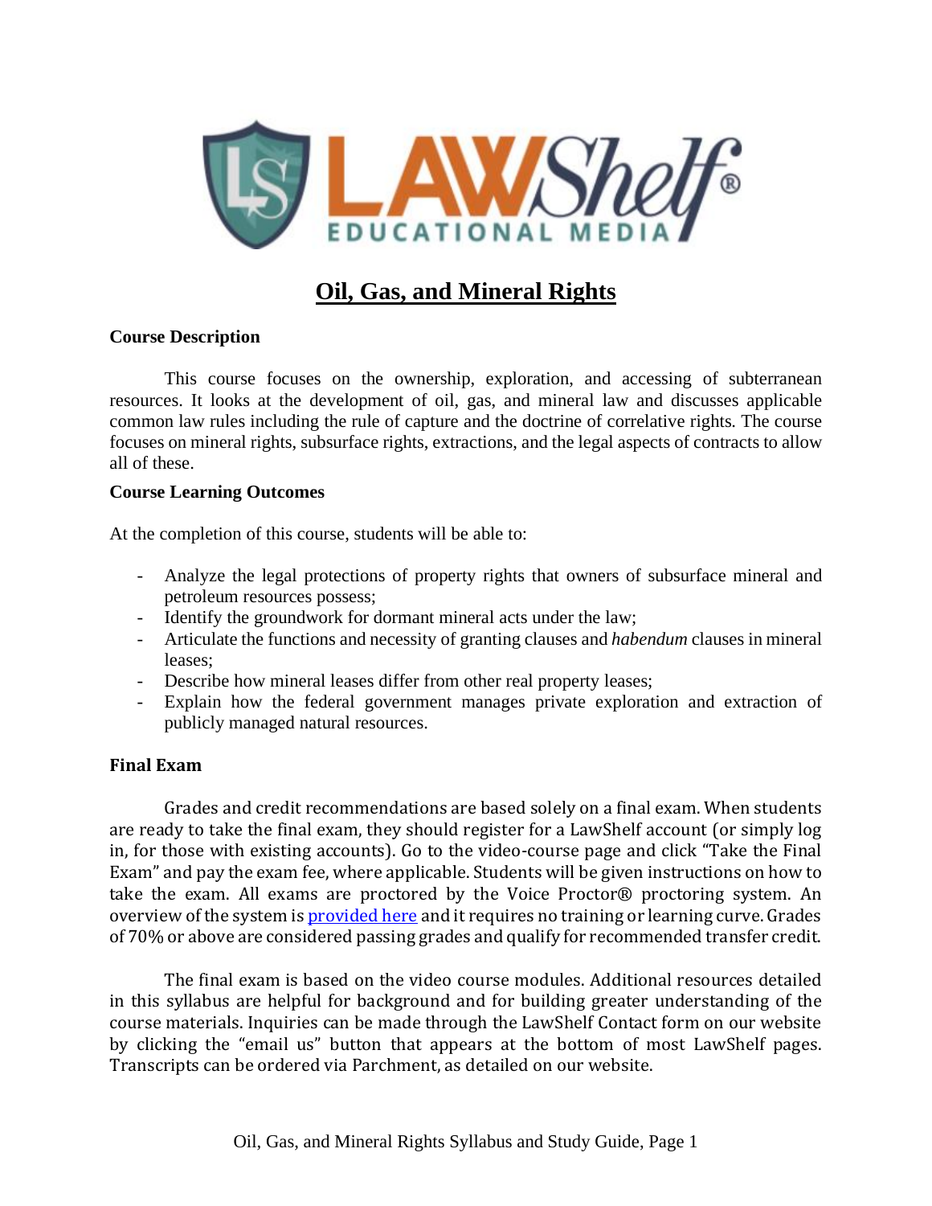# Oil, Gas, and Mineral Rights

**Course Description**

This course focuses on the ownership, exploration, and accessing of subterranean resources. It looks at the development of oil, gas, and mineral law and discusses applicable common law rules including the rule of capture and the doctrine of correlative rights. The course focuses on mineral rights, subsurface rights, extractions, and the legal aspects of contracts to allow all of these.

**Course Learning Outcomes**

At the completion of this course, students will be able to:

- Analyze the legal protections of property rights that owners of subsurface mineral and petroleum resources possess;
- Identify the groundwork for dormant mineral acts under the law;
- Articulate the functions and necessity of granting clauses and *habendum* clauses in mineral leases;
- Describe how mineral leases differ from other real property leases;
- Explain how the federal government manages private exploration and extraction of publicly managed natural resources.

**Final Exam**

Grades and credit recommendations are based solely on a final exam. When students are ready to take the final exam, they should register for a LawShelf account (or simply log in, for those with existing accounts). Go to the video-course page and click "Take the Final Exam" and pay the exam fee, where applicable. Students will be given instructions on how to take the exam. All exams are proctored by the Voice Proctor® proctoring system. An overview of the system is provided here and it requires no training or learning curve. Grades of 70% or above are considered passing grades and qualify for recommended transfer credit.

The final exam is based on the video course modules. Additional resources detailed in this syllabus are helpful for background and for building greater understanding of the course materials. Inquiries can be made through the LawShelf Contact form on our website by clicking the "email us" button that appears at the bottom of most LawShelf pages. Transcripts can be ordered via Parchment, as detailed on our website.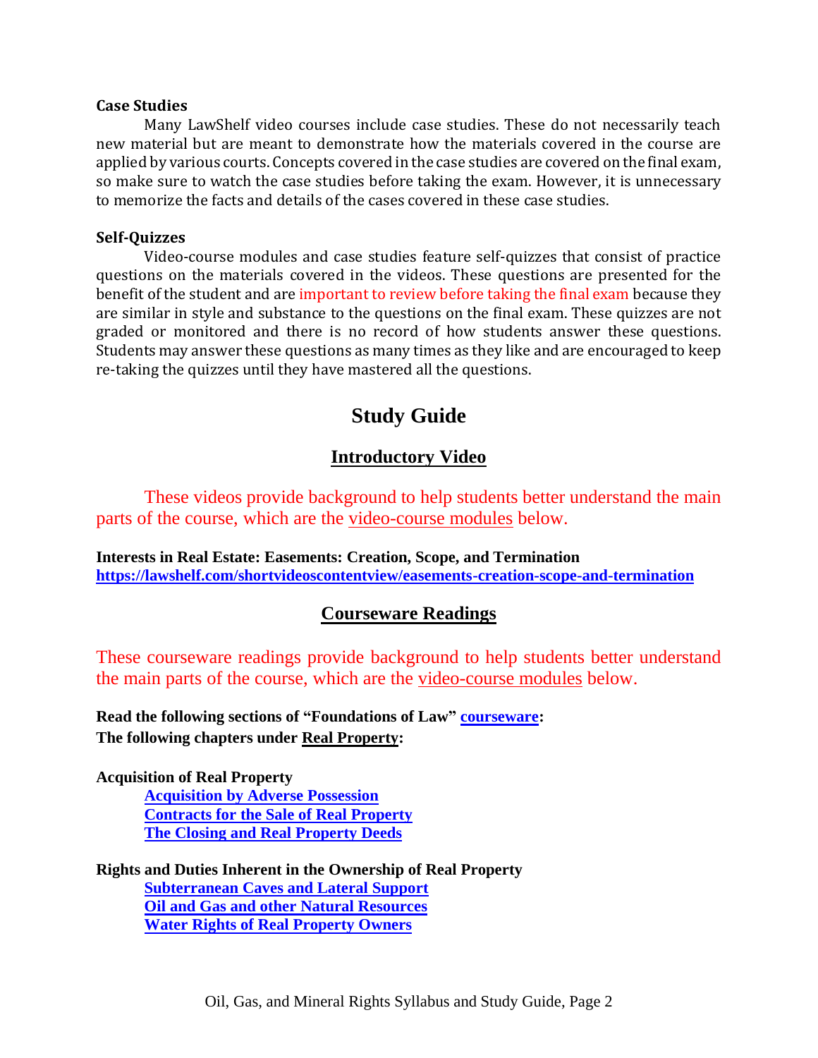**Case Studies**

Many LawShelf video courses include case studies. These do not necessarily teach new material but are meant to demonstrate how the materials covered in the course are applied by various courts. Concepts covered in the case studies are covered on the final exam, so make sure to watch the case studies before taking the exam. However, it is unnecessary to memorize the facts and details of the cases covered in these case studies.

**Self-Quizzes**

Video-course modules and case studies feature self-quizzes that consist of practice questions on the materials covered in the videos. These questions are presented for the benefit of the student and are important to review before taking the final exam because they are similar in style and substance to the questions on the final exam. These quizzes are not graded or monitored and there is no record of how students answer these questions. Students may answer these questions as many times as they like and are encouraged to keep re-taking the quizzes until they have mastered all the questions.

# Study Guide

## Introductory Video

These videos provide background to help students better understand the main parts of the course, which are the video-course modules below.

**Interests in Real Estate: Easements: Creation, Scope, and Termination**
**https://lawshelf.com/shortvideoscontentview/easements-creation-scope-and-termination**

## Courseware Readings

These courseware readings provide background to help students better understand the main parts of the course, which are the video-course modules below.

**Read the following sections of "Foundations of Law" courseware:**
**The following chapters under Real Property:**

**Acquisition of Real Property**

- **Acquisition by Adverse Possession**
- **Contracts for the Sale of Real Property**
- **The Closing and Real Property Deeds**

**Rights and Duties Inherent in the Ownership of Real Property**

- **Subterranean Caves and Lateral Support**
- **Oil and Gas and other Natural Resources**
- **Water Rights of Real Property Owners**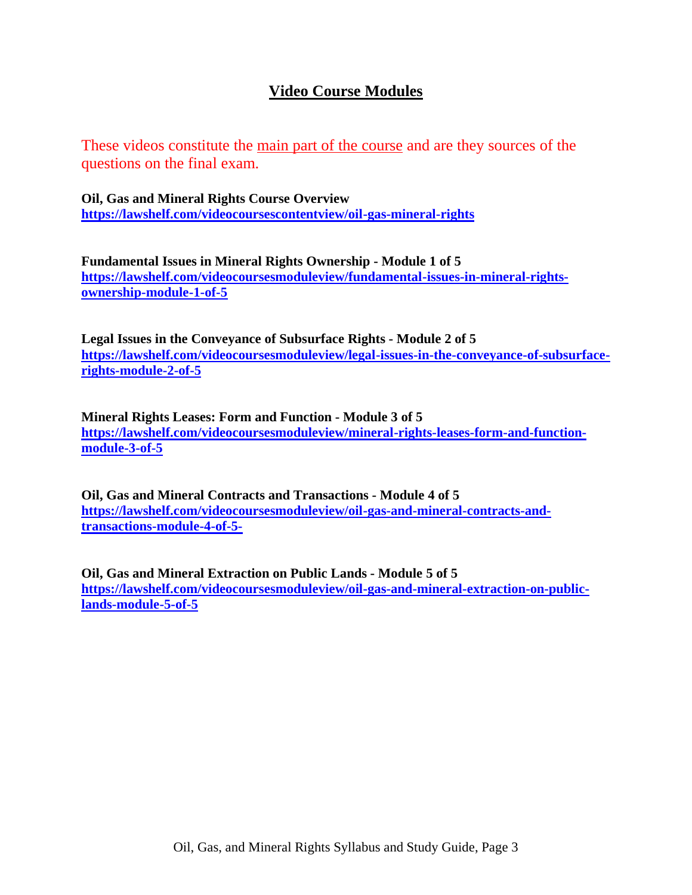## Video Course Modules

These videos constitute the main part of the course and are they sources of the questions on the final exam.

**Oil, Gas and Mineral Rights Course Overview**
**https://lawshelf.com/videocoursescontentview/oil-gas-mineral-rights**

**Fundamental Issues in Mineral Rights Ownership - Module 1 of 5**
**https://lawshelf.com/videocoursesmoduleview/fundamental-issues-in-mineral-rights-ownership-module-1-of-5**

**Legal Issues in the Conveyance of Subsurface Rights - Module 2 of 5**
**https://lawshelf.com/videocoursesmoduleview/legal-issues-in-the-conveyance-of-subsurface-rights-module-2-of-5**

**Mineral Rights Leases: Form and Function - Module 3 of 5**
**https://lawshelf.com/videocoursesmoduleview/mineral-rights-leases-form-and-function-module-3-of-5**

**Oil, Gas and Mineral Contracts and Transactions - Module 4 of 5**
**https://lawshelf.com/videocoursesmoduleview/oil-gas-and-mineral-contracts-and-transactions-module-4-of-5-**

**Oil, Gas and Mineral Extraction on Public Lands - Module 5 of 5**
**https://lawshelf.com/videocoursesmoduleview/oil-gas-and-mineral-extraction-on-public-lands-module-5-of-5**